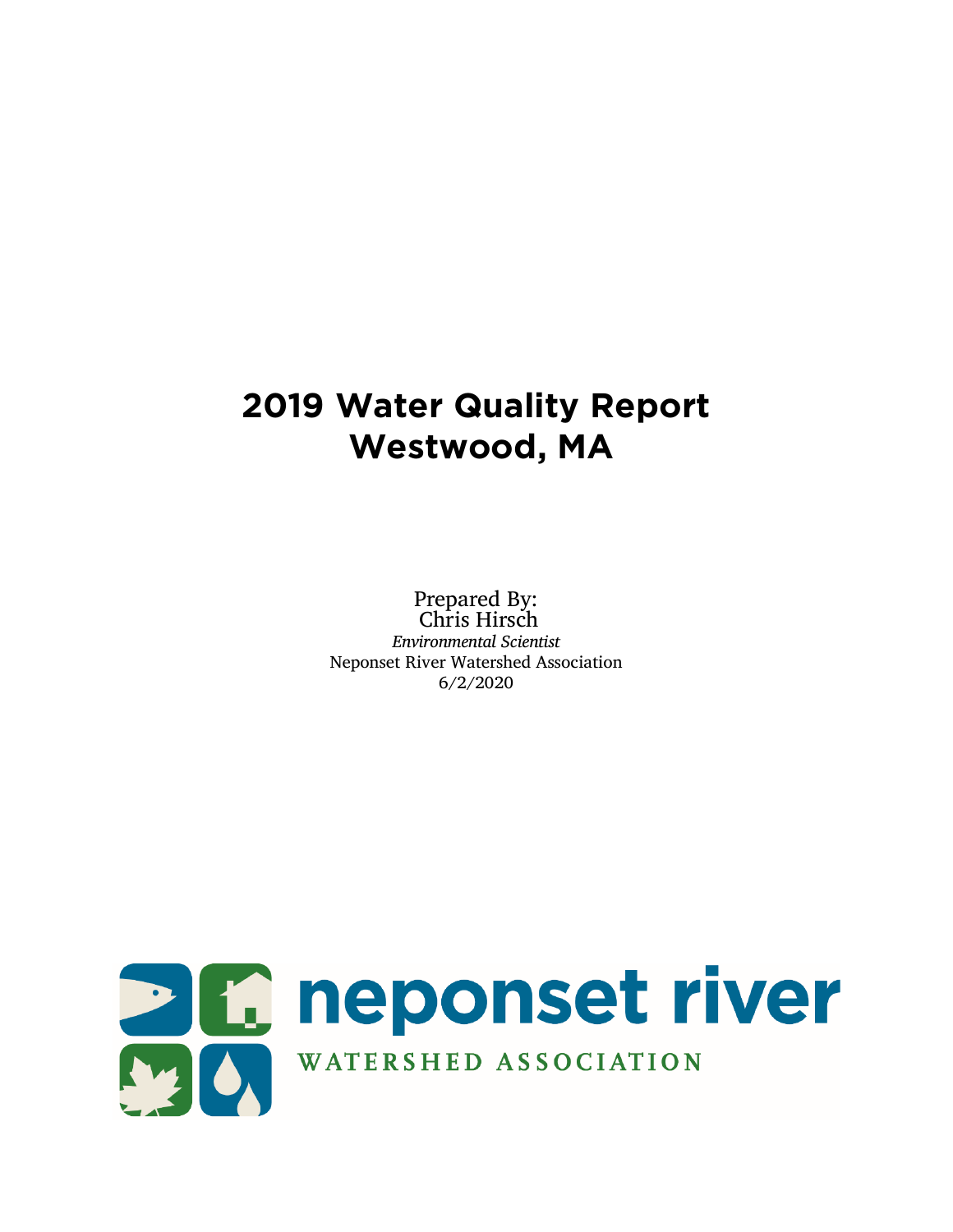# 2019 Water Quality Report
# Westwood, MA

Prepared By:
Chris Hirsch
*Environmental Scientist*
Neponset River Watershed Association
6/2/2020

neponset river
WATERSHED ASSOCIATION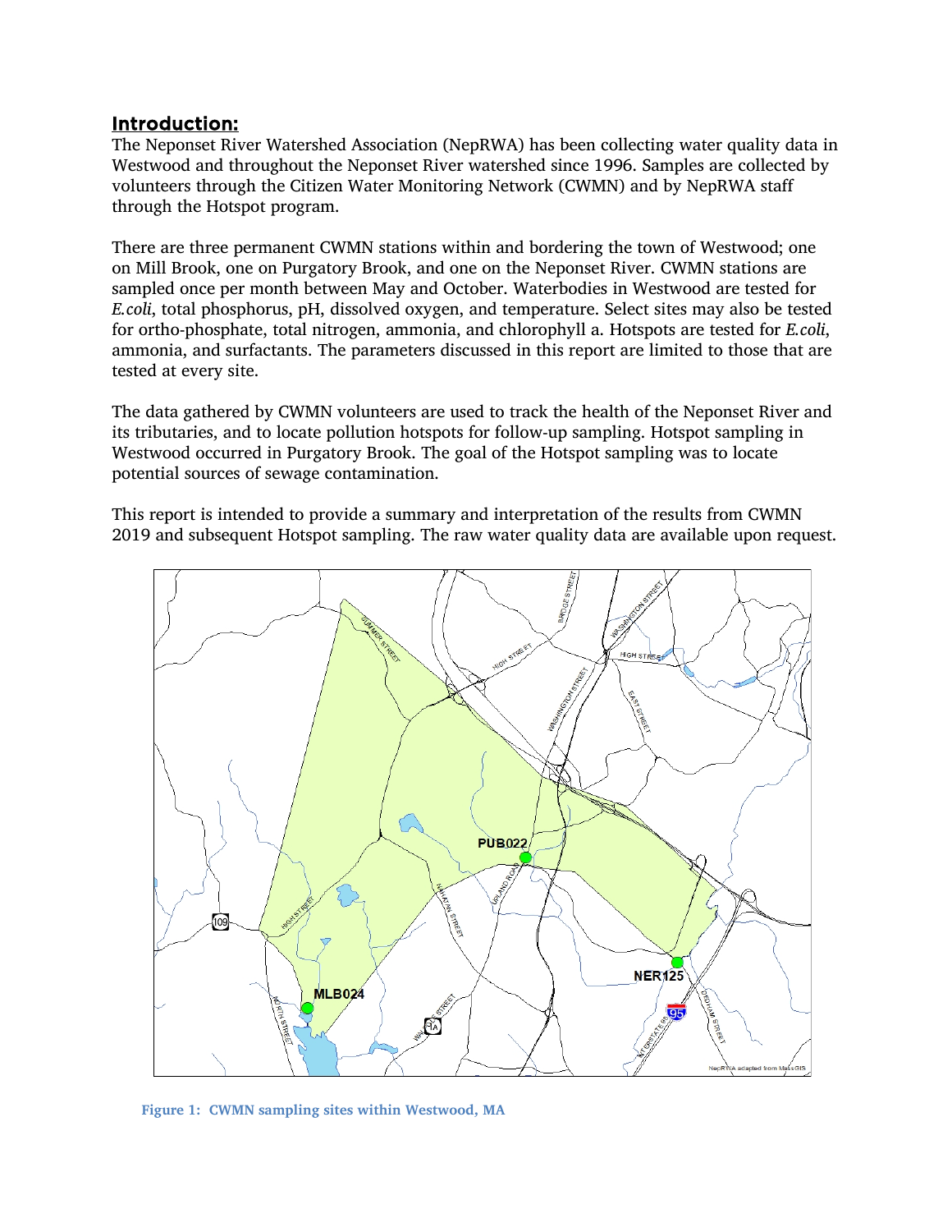## Introduction:

The Neponset River Watershed Association (NepRWA) has been collecting water quality data in Westwood and throughout the Neponset River watershed since 1996. Samples are collected by volunteers through the Citizen Water Monitoring Network (CWMN) and by NepRWA staff through the Hotspot program.

There are three permanent CWMN stations within and bordering the town of Westwood; one on Mill Brook, one on Purgatory Brook, and one on the Neponset River. CWMN stations are sampled once per month between May and October. Waterbodies in Westwood are tested for *E.coli*, total phosphorus, pH, dissolved oxygen, and temperature. Select sites may also be tested for ortho-phosphate, total nitrogen, ammonia, and chlorophyll a. Hotspots are tested for *E.coli*, ammonia, and surfactants. The parameters discussed in this report are limited to those that are tested at every site.

The data gathered by CWMN volunteers are used to track the health of the Neponset River and its tributaries, and to locate pollution hotspots for follow-up sampling. Hotspot sampling in Westwood occurred in Purgatory Brook. The goal of the Hotspot sampling was to locate potential sources of sewage contamination.

This report is intended to provide a summary and interpretation of the results from CWMN 2019 and subsequent Hotspot sampling. The raw water quality data are available upon request.

**Figure 1: CWMN sampling sites within Westwood, MA**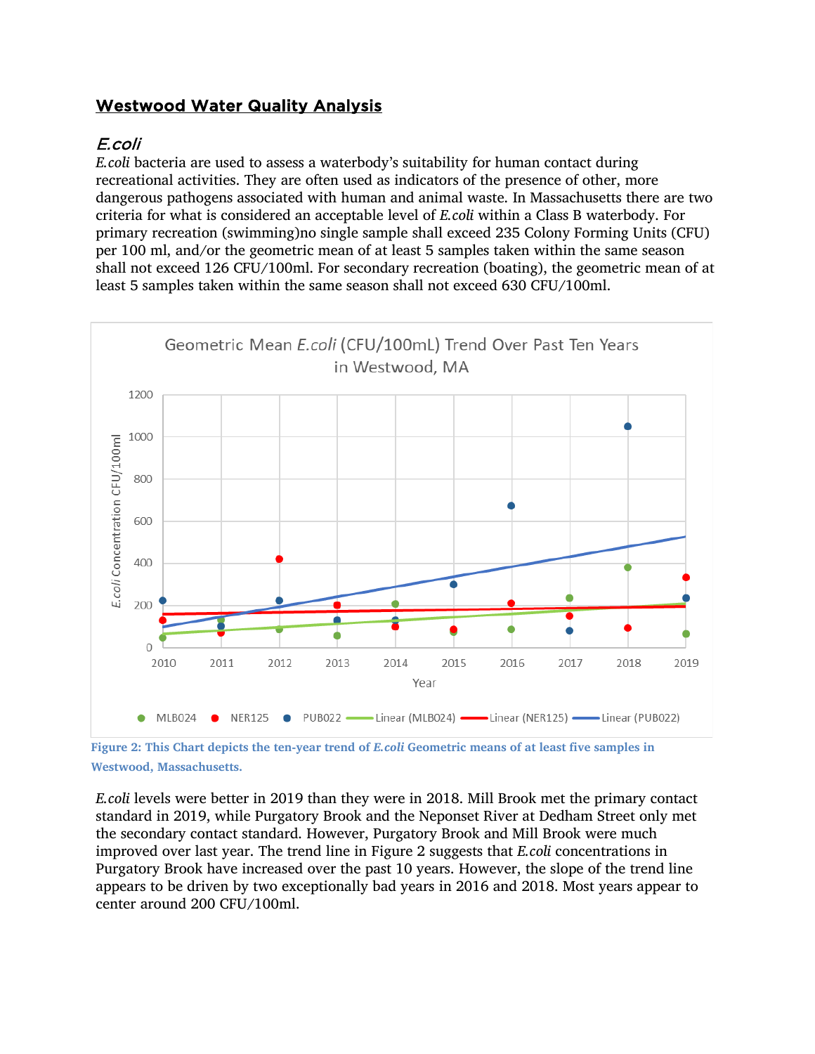## Westwood Water Quality Analysis

### *E.coli*

*E.coli* bacteria are used to assess a waterbody's suitability for human contact during recreational activities. They are often used as indicators of the presence of other, more dangerous pathogens associated with human and animal waste. In Massachusetts there are two criteria for what is considered an acceptable level of *E.coli* within a Class B waterbody. For primary recreation (swimming)no single sample shall exceed 235 Colony Forming Units (CFU) per 100 ml, and/or the geometric mean of at least 5 samples taken within the same season shall not exceed 126 CFU/100ml. For secondary recreation (boating), the geometric mean of at least 5 samples taken within the same season shall not exceed 630 CFU/100ml.

**Figure 2: This Chart depicts the ten-year trend of *E.coli* Geometric means of at least five samples in Westwood, Massachusetts.**

*E.coli* levels were better in 2019 than they were in 2018. Mill Brook met the primary contact standard in 2019, while Purgatory Brook and the Neponset River at Dedham Street only met the secondary contact standard. However, Purgatory Brook and Mill Brook were much improved over last year. The trend line in Figure 2 suggests that *E.coli* concentrations in Purgatory Brook have increased over the past 10 years. However, the slope of the trend line appears to be driven by two exceptionally bad years in 2016 and 2018. Most years appear to center around 200 CFU/100ml.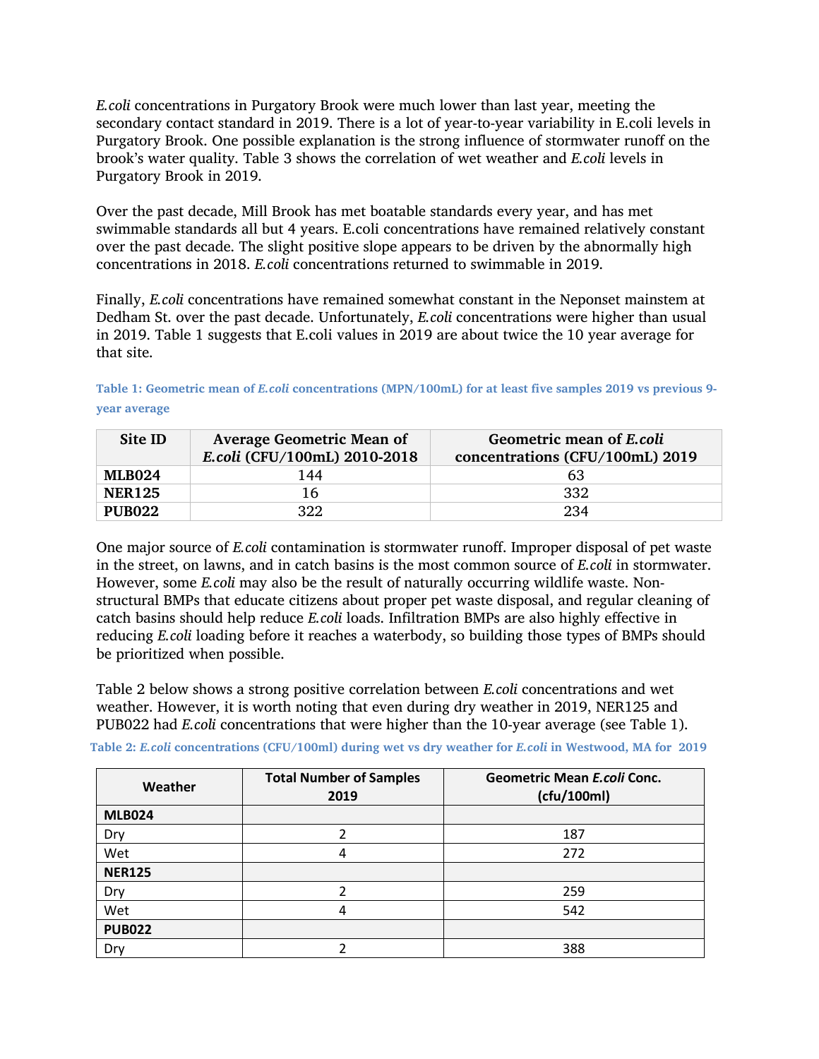*E.coli* concentrations in Purgatory Brook were much lower than last year, meeting the secondary contact standard in 2019. There is a lot of year-to-year variability in E.coli levels in Purgatory Brook. One possible explanation is the strong influence of stormwater runoff on the brook's water quality. Table 3 shows the correlation of wet weather and *E.coli* levels in Purgatory Brook in 2019.

Over the past decade, Mill Brook has met boatable standards every year, and has met swimmable standards all but 4 years. E.coli concentrations have remained relatively constant over the past decade. The slight positive slope appears to be driven by the abnormally high concentrations in 2018. *E.coli* concentrations returned to swimmable in 2019.

Finally, *E.coli* concentrations have remained somewhat constant in the Neponset mainstem at Dedham St. over the past decade. Unfortunately, *E.coli* concentrations were higher than usual in 2019. Table 1 suggests that E.coli values in 2019 are about twice the 10 year average for that site.

**Table 1: Geometric mean of *E.coli* concentrations (MPN/100mL) for at least five samples 2019 vs previous 9-year average**

| Site ID | Average Geometric Mean of *E.coli* (CFU/100mL) 2010-2018 | Geometric mean of *E.coli* concentrations (CFU/100mL) 2019 |
|---|---|---|
| **MLB024** | 144 | 63 |
| **NER125** | 16 | 332 |
| **PUB022** | 322 | 234 |

One major source of *E.coli* contamination is stormwater runoff. Improper disposal of pet waste in the street, on lawns, and in catch basins is the most common source of *E.coli* in stormwater. However, some *E.coli* may also be the result of naturally occurring wildlife waste. Non-structural BMPs that educate citizens about proper pet waste disposal, and regular cleaning of catch basins should help reduce *E.coli* loads. Infiltration BMPs are also highly effective in reducing *E.coli* loading before it reaches a waterbody, so building those types of BMPs should be prioritized when possible.

Table 2 below shows a strong positive correlation between *E.coli* concentrations and wet weather. However, it is worth noting that even during dry weather in 2019, NER125 and PUB022 had *E.coli* concentrations that were higher than the 10-year average (see Table 1).

**Table 2: *E.coli* concentrations (CFU/100ml) during wet vs dry weather for *E.coli* in Westwood, MA for 2019**

| Weather | Total Number of Samples 2019 | Geometric Mean *E.coli* Conc. (cfu/100ml) |
|---|---|---|
| **MLB024** | | |
| Dry | 2 | 187 |
| Wet | 4 | 272 |
| **NER125** | | |
| Dry | 2 | 259 |
| Wet | 4 | 542 |
| **PUB022** | | |
| Dry | 2 | 388 |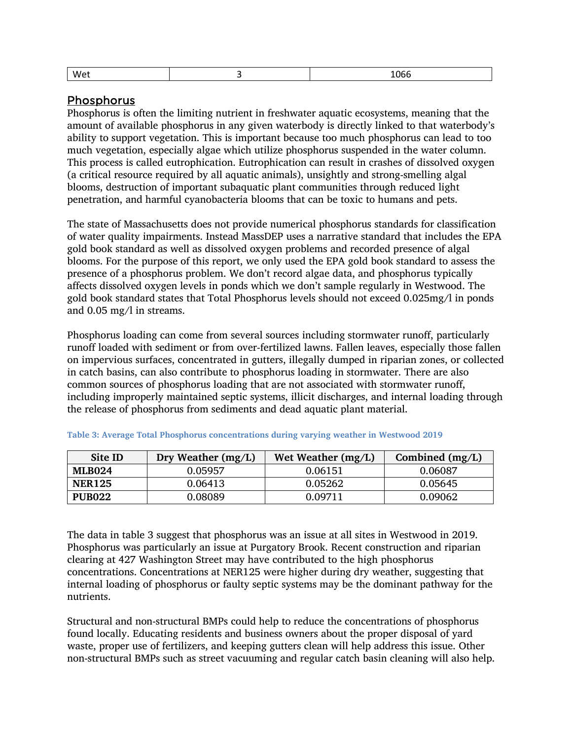| Wet | 3 | 1066 |
|---|---|---|

## Phosphorus

Phosphorus is often the limiting nutrient in freshwater aquatic ecosystems, meaning that the amount of available phosphorus in any given waterbody is directly linked to that waterbody's ability to support vegetation. This is important because too much phosphorus can lead to too much vegetation, especially algae which utilize phosphorus suspended in the water column. This process is called eutrophication. Eutrophication can result in crashes of dissolved oxygen (a critical resource required by all aquatic animals), unsightly and strong-smelling algal blooms, destruction of important subaquatic plant communities through reduced light penetration, and harmful cyanobacteria blooms that can be toxic to humans and pets.

The state of Massachusetts does not provide numerical phosphorus standards for classification of water quality impairments. Instead MassDEP uses a narrative standard that includes the EPA gold book standard as well as dissolved oxygen problems and recorded presence of algal blooms. For the purpose of this report, we only used the EPA gold book standard to assess the presence of a phosphorus problem. We don't record algae data, and phosphorus typically affects dissolved oxygen levels in ponds which we don't sample regularly in Westwood. The gold book standard states that Total Phosphorus levels should not exceed 0.025mg/l in ponds and 0.05 mg/l in streams.

Phosphorus loading can come from several sources including stormwater runoff, particularly runoff loaded with sediment or from over-fertilized lawns. Fallen leaves, especially those fallen on impervious surfaces, concentrated in gutters, illegally dumped in riparian zones, or collected in catch basins, can also contribute to phosphorus loading in stormwater. There are also common sources of phosphorus loading that are not associated with stormwater runoff, including improperly maintained septic systems, illicit discharges, and internal loading through the release of phosphorus from sediments and dead aquatic plant material.

**Table 3: Average Total Phosphorus concentrations during varying weather in Westwood 2019**

| Site ID | Dry Weather (mg/L) | Wet Weather (mg/L) | Combined (mg/L) |
|---|---|---|---|
| **MLB024** | 0.05957 | 0.06151 | 0.06087 |
| **NER125** | 0.06413 | 0.05262 | 0.05645 |
| **PUB022** | 0.08089 | 0.09711 | 0.09062 |

The data in table 3 suggest that phosphorus was an issue at all sites in Westwood in 2019. Phosphorus was particularly an issue at Purgatory Brook. Recent construction and riparian clearing at 427 Washington Street may have contributed to the high phosphorus concentrations. Concentrations at NER125 were higher during dry weather, suggesting that internal loading of phosphorus or faulty septic systems may be the dominant pathway for the nutrients.

Structural and non-structural BMPs could help to reduce the concentrations of phosphorus found locally. Educating residents and business owners about the proper disposal of yard waste, proper use of fertilizers, and keeping gutters clean will help address this issue. Other non-structural BMPs such as street vacuuming and regular catch basin cleaning will also help.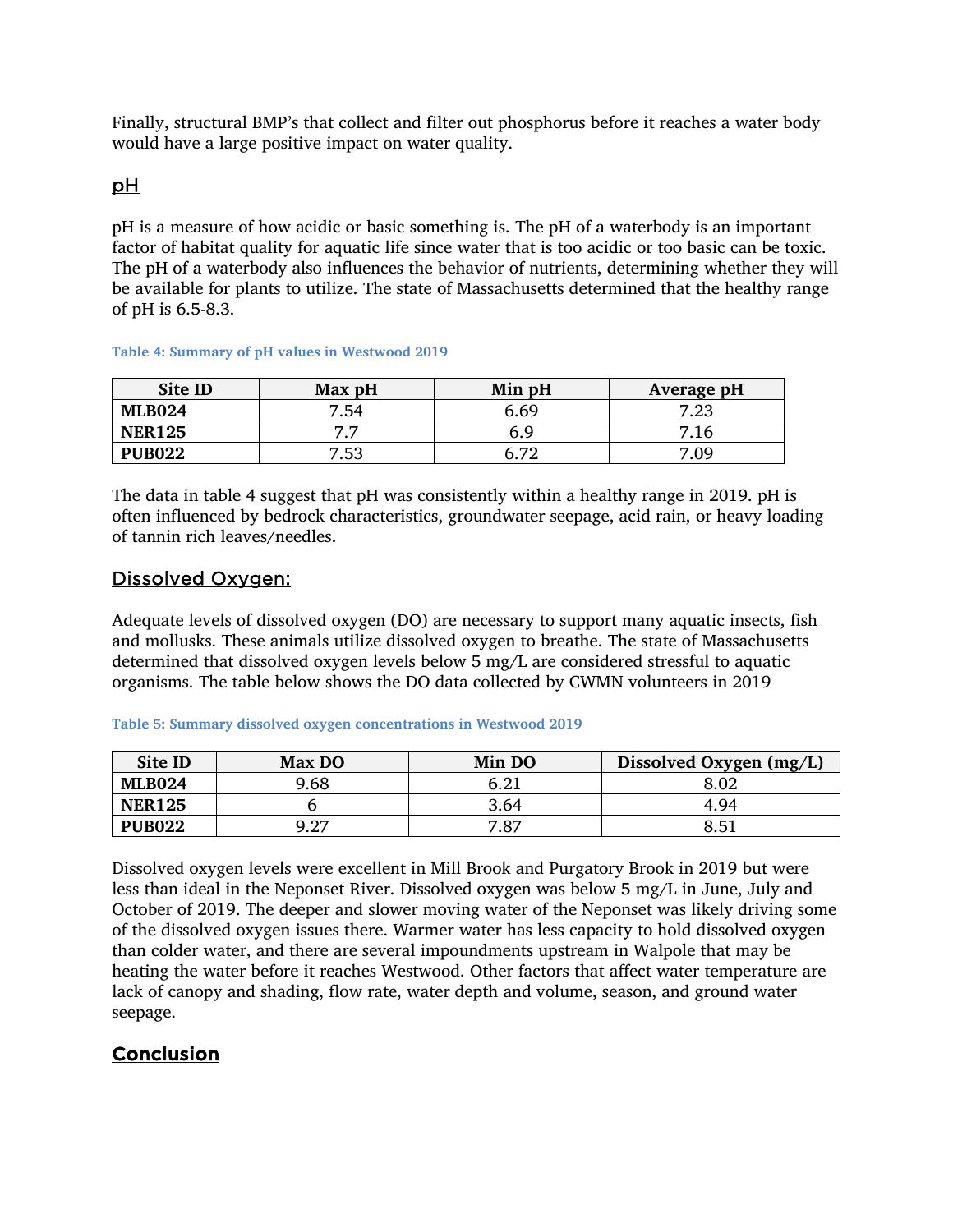Finally, structural BMP's that collect and filter out phosphorus before it reaches a water body would have a large positive impact on water quality.

## pH

pH is a measure of how acidic or basic something is. The pH of a waterbody is an important factor of habitat quality for aquatic life since water that is too acidic or too basic can be toxic. The pH of a waterbody also influences the behavior of nutrients, determining whether they will be available for plants to utilize. The state of Massachusetts determined that the healthy range of pH is 6.5-8.3.

**Table 4: Summary of pH values in Westwood 2019**

| Site ID | Max pH | Min pH | Average pH |
|---|---|---|---|
| **MLB024** | 7.54 | 6.69 | 7.23 |
| **NER125** | 7.7 | 6.9 | 7.16 |
| **PUB022** | 7.53 | 6.72 | 7.09 |

The data in table 4 suggest that pH was consistently within a healthy range in 2019. pH is often influenced by bedrock characteristics, groundwater seepage, acid rain, or heavy loading of tannin rich leaves/needles.

## Dissolved Oxygen:

Adequate levels of dissolved oxygen (DO) are necessary to support many aquatic insects, fish and mollusks. These animals utilize dissolved oxygen to breathe. The state of Massachusetts determined that dissolved oxygen levels below 5 mg/L are considered stressful to aquatic organisms. The table below shows the DO data collected by CWMN volunteers in 2019

**Table 5: Summary dissolved oxygen concentrations in Westwood 2019**

| Site ID | Max DO | Min DO | Dissolved Oxygen (mg/L) |
|---|---|---|---|
| **MLB024** | 9.68 | 6.21 | 8.02 |
| **NER125** | 6 | 3.64 | 4.94 |
| **PUB022** | 9.27 | 7.87 | 8.51 |

Dissolved oxygen levels were excellent in Mill Brook and Purgatory Brook in 2019 but were less than ideal in the Neponset River. Dissolved oxygen was below 5 mg/L in June, July and October of 2019. The deeper and slower moving water of the Neponset was likely driving some of the dissolved oxygen issues there. Warmer water has less capacity to hold dissolved oxygen than colder water, and there are several impoundments upstream in Walpole that may be heating the water before it reaches Westwood. Other factors that affect water temperature are lack of canopy and shading, flow rate, water depth and volume, season, and ground water seepage.

## Conclusion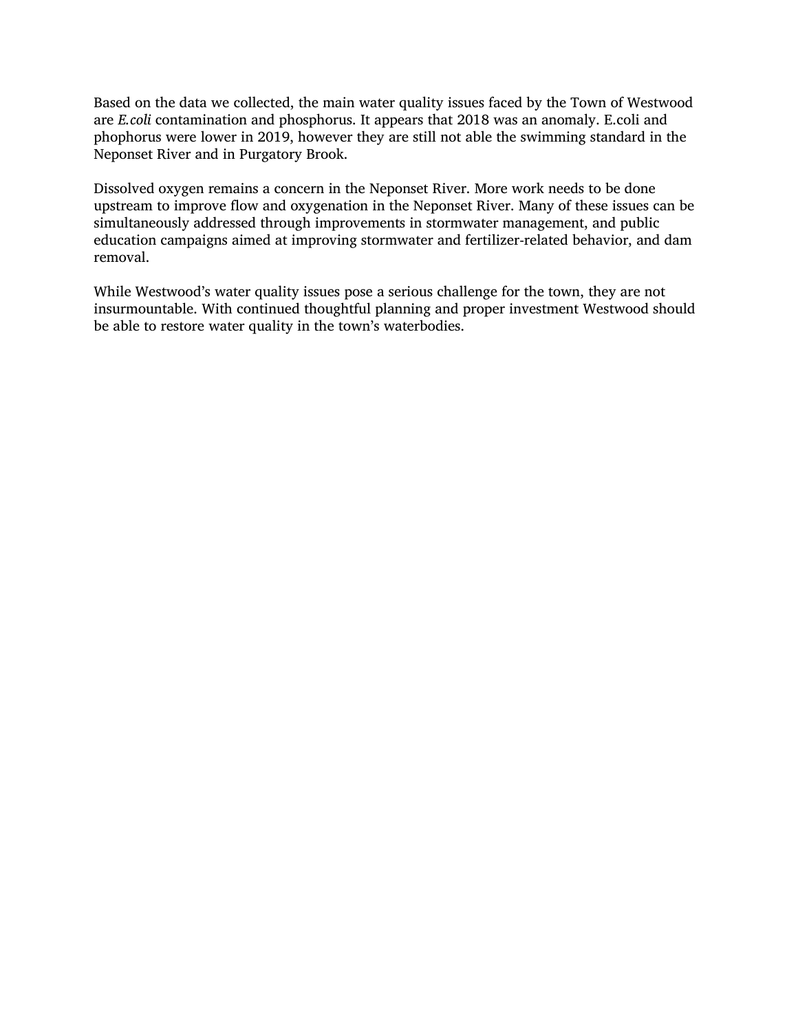Based on the data we collected, the main water quality issues faced by the Town of Westwood are *E.coli* contamination and phosphorus. It appears that 2018 was an anomaly. E.coli and phophorus were lower in 2019, however they are still not able the swimming standard in the Neponset River and in Purgatory Brook.

Dissolved oxygen remains a concern in the Neponset River. More work needs to be done upstream to improve flow and oxygenation in the Neponset River. Many of these issues can be simultaneously addressed through improvements in stormwater management, and public education campaigns aimed at improving stormwater and fertilizer-related behavior, and dam removal.

While Westwood's water quality issues pose a serious challenge for the town, they are not insurmountable. With continued thoughtful planning and proper investment Westwood should be able to restore water quality in the town's waterbodies.